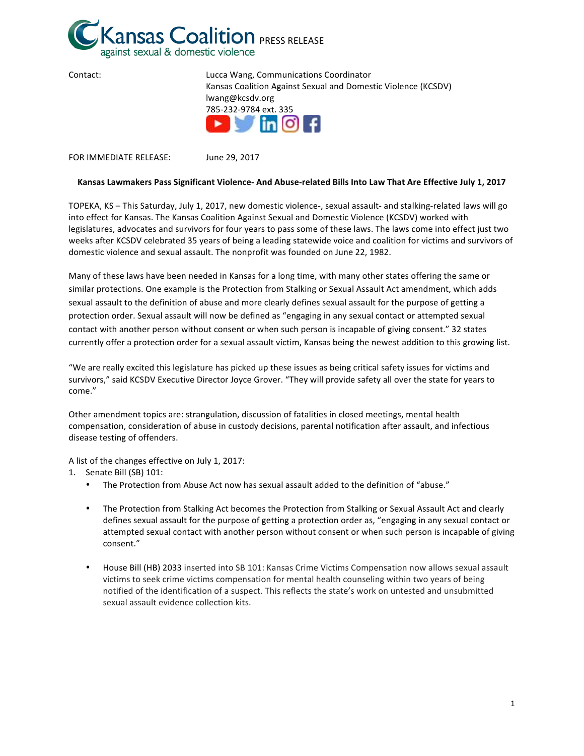# Kansas Coalition PRESS RELEASE
against sexual & domestic violence

Contact: Lucca Wang, Communications Coordinator
Kansas Coalition Against Sexual and Domestic Violence (KCSDV)
lwang@kcsdv.org
785-232-9784 ext. 335

FOR IMMEDIATE RELEASE: June 29, 2017

**Kansas Lawmakers Pass Significant Violence- And Abuse-related Bills Into Law That Are Effective July 1, 2017**

TOPEKA, KS – This Saturday, July 1, 2017, new domestic violence-, sexual assault- and stalking-related laws will go into effect for Kansas. The Kansas Coalition Against Sexual and Domestic Violence (KCSDV) worked with legislatures, advocates and survivors for four years to pass some of these laws. The laws come into effect just two weeks after KCSDV celebrated 35 years of being a leading statewide voice and coalition for victims and survivors of domestic violence and sexual assault. The nonprofit was founded on June 22, 1982.

Many of these laws have been needed in Kansas for a long time, with many other states offering the same or similar protections. One example is the Protection from Stalking or Sexual Assault Act amendment, which adds sexual assault to the definition of abuse and more clearly defines sexual assault for the purpose of getting a protection order. Sexual assault will now be defined as "engaging in any sexual contact or attempted sexual contact with another person without consent or when such person is incapable of giving consent." 32 states currently offer a protection order for a sexual assault victim, Kansas being the newest addition to this growing list.

"We are really excited this legislature has picked up these issues as being critical safety issues for victims and survivors," said KCSDV Executive Director Joyce Grover. "They will provide safety all over the state for years to come."

Other amendment topics are: strangulation, discussion of fatalities in closed meetings, mental health compensation, consideration of abuse in custody decisions, parental notification after assault, and infectious disease testing of offenders.

A list of the changes effective on July 1, 2017:

1. Senate Bill (SB) 101:
   - The Protection from Abuse Act now has sexual assault added to the definition of "abuse."
   - The Protection from Stalking Act becomes the Protection from Stalking or Sexual Assault Act and clearly defines sexual assault for the purpose of getting a protection order as, "engaging in any sexual contact or attempted sexual contact with another person without consent or when such person is incapable of giving consent."
   - House Bill (HB) 2033 inserted into SB 101: Kansas Crime Victims Compensation now allows sexual assault victims to seek crime victims compensation for mental health counseling within two years of being notified of the identification of a suspect. This reflects the state's work on untested and unsubmitted sexual assault evidence collection kits.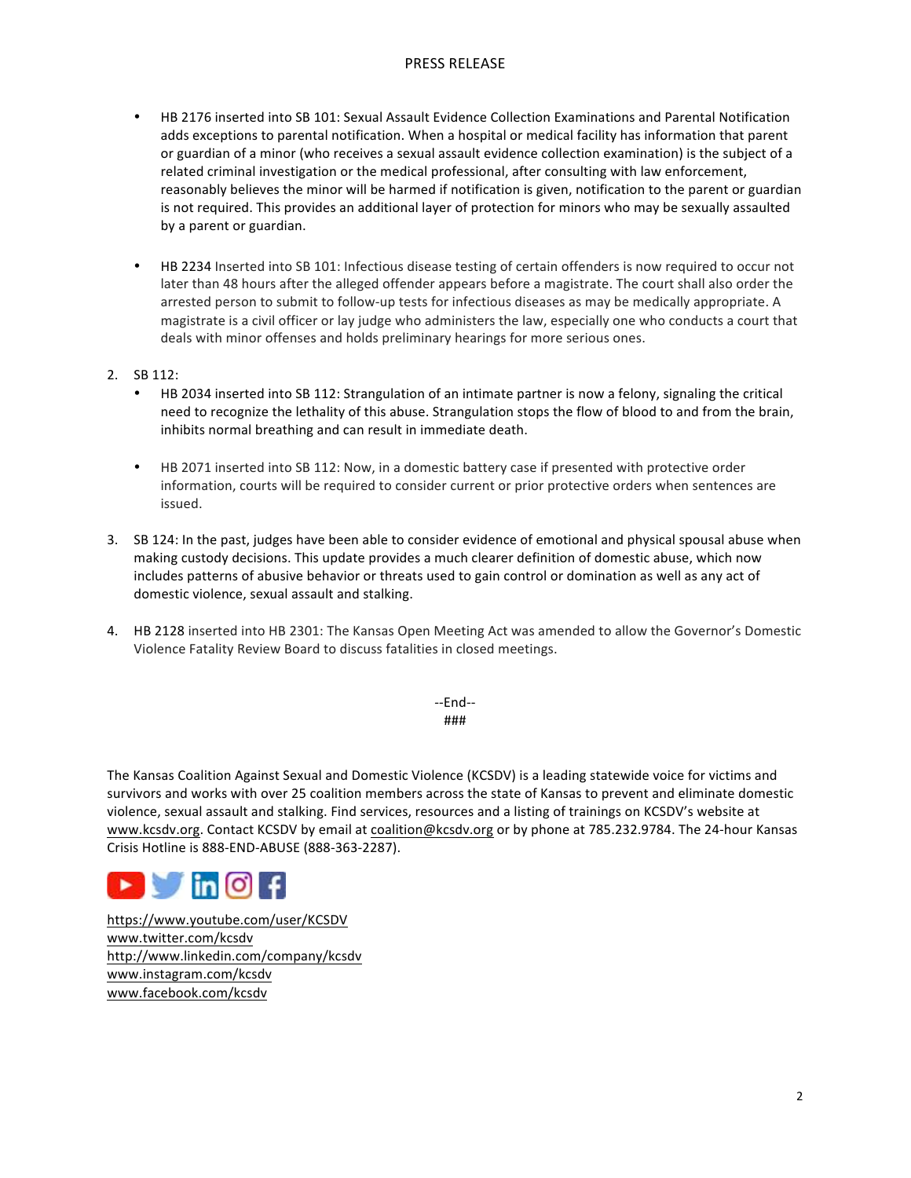- HB 2176 inserted into SB 101: Sexual Assault Evidence Collection Examinations and Parental Notification adds exceptions to parental notification. When a hospital or medical facility has information that parent or guardian of a minor (who receives a sexual assault evidence collection examination) is the subject of a related criminal investigation or the medical professional, after consulting with law enforcement, reasonably believes the minor will be harmed if notification is given, notification to the parent or guardian is not required. This provides an additional layer of protection for minors who may be sexually assaulted by a parent or guardian.

- HB 2234 Inserted into SB 101: Infectious disease testing of certain offenders is now required to occur not later than 48 hours after the alleged offender appears before a magistrate. The court shall also order the arrested person to submit to follow-up tests for infectious diseases as may be medically appropriate. A magistrate is a civil officer or lay judge who administers the law, especially one who conducts a court that deals with minor offenses and holds preliminary hearings for more serious ones.

2. SB 112:
   - HB 2034 inserted into SB 112: Strangulation of an intimate partner is now a felony, signaling the critical need to recognize the lethality of this abuse. Strangulation stops the flow of blood to and from the brain, inhibits normal breathing and can result in immediate death.

   - HB 2071 inserted into SB 112: Now, in a domestic battery case if presented with protective order information, courts will be required to consider current or prior protective orders when sentences are issued.

3. SB 124: In the past, judges have been able to consider evidence of emotional and physical spousal abuse when making custody decisions. This update provides a much clearer definition of domestic abuse, which now includes patterns of abusive behavior or threats used to gain control or domination as well as any act of domestic violence, sexual assault and stalking.

4. HB 2128 inserted into HB 2301: The Kansas Open Meeting Act was amended to allow the Governor's Domestic Violence Fatality Review Board to discuss fatalities in closed meetings.

--End--
###

The Kansas Coalition Against Sexual and Domestic Violence (KCSDV) is a leading statewide voice for victims and survivors and works with over 25 coalition members across the state of Kansas to prevent and eliminate domestic violence, sexual assault and stalking. Find services, resources and a listing of trainings on KCSDV's website at www.kcsdv.org. Contact KCSDV by email at coalition@kcsdv.org or by phone at 785.232.9784. The 24-hour Kansas Crisis Hotline is 888-END-ABUSE (888-363-2287).

https://www.youtube.com/user/KCSDV
www.twitter.com/kcsdv
http://www.linkedin.com/company/kcsdv
www.instagram.com/kcsdv
www.facebook.com/kcsdv